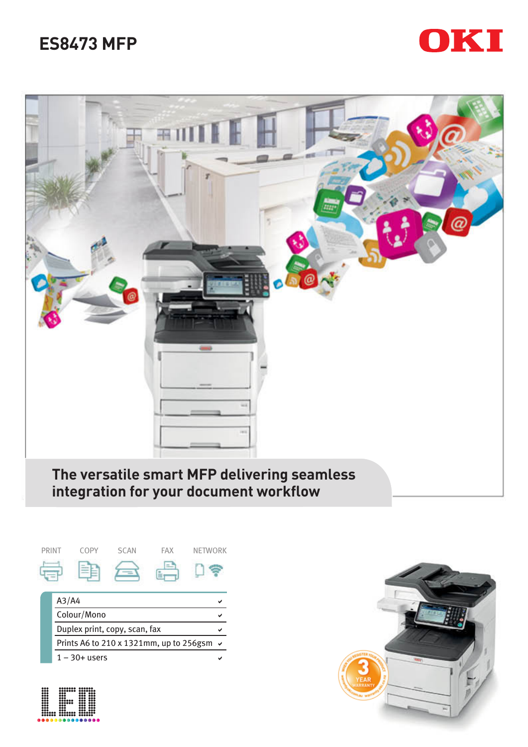# ES8473 MFP

OKI

## The versatile smart MFP delivering seamless integration for your document workflow

PRINT COPY SCAN FAX NETWORK

| | |
|---|---|
| A3/A4 | ✔ |
| Colour/Mono | ✔ |
| Duplex print, copy, scan, fax | ✔ |
| Prints A6 to 210 x 1321mm, up to 256gsm | ✔ |
| 1 – 30+ users | ✔ |

LED

3 YEAR WARRANTY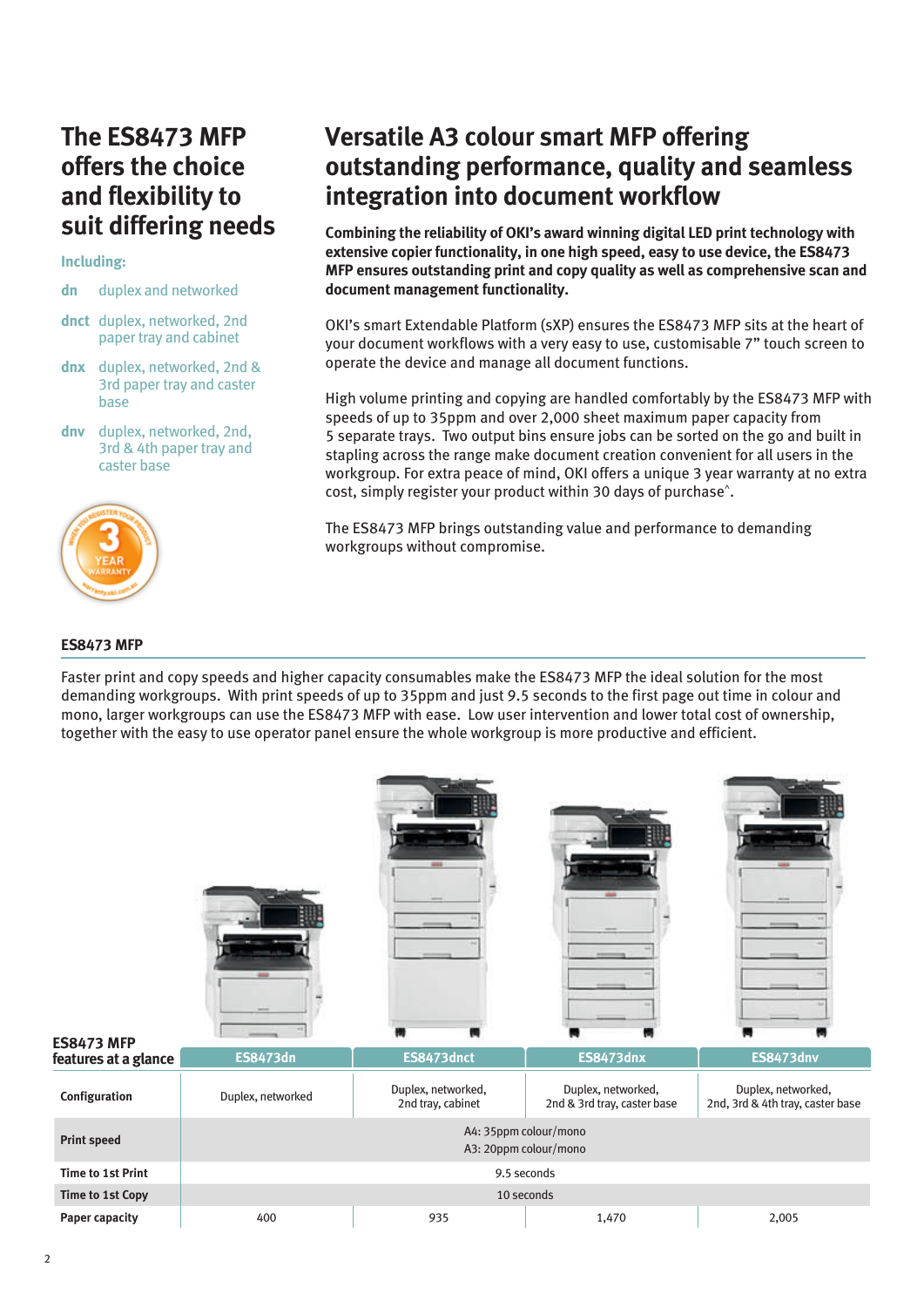## The ES8473 MFP offers the choice and flexibility to suit differing needs

**Including:**

- **dn** duplex and networked
- **dnct** duplex, networked, 2nd paper tray and cabinet
- **dnx** duplex, networked, 2nd & 3rd paper tray and caster base
- **dnv** duplex, networked, 2nd, 3rd & 4th paper tray and caster base

## Versatile A3 colour smart MFP offering outstanding performance, quality and seamless integration into document workflow

**Combining the reliability of OKI's award winning digital LED print technology with extensive copier functionality, in one high speed, easy to use device, the ES8473 MFP ensures outstanding print and copy quality as well as comprehensive scan and document management functionality.**

OKI's smart Extendable Platform (sXP) ensures the ES8473 MFP sits at the heart of your document workflows with a very easy to use, customisable 7" touch screen to operate the device and manage all document functions.

High volume printing and copying are handled comfortably by the ES8473 MFP with speeds of up to 35ppm and over 2,000 sheet maximum paper capacity from 5 separate trays. Two output bins ensure jobs can be sorted on the go and built in stapling across the range make document creation convenient for all users in the workgroup. For extra peace of mind, OKI offers a unique 3 year warranty at no extra cost, simply register your product within 30 days of purchase^.

The ES8473 MFP brings outstanding value and performance to demanding workgroups without compromise.

### ES8473 MFP

Faster print and copy speeds and higher capacity consumables make the ES8473 MFP the ideal solution for the most demanding workgroups. With print speeds of up to 35ppm and just 9.5 seconds to the first page out time in colour and mono, larger workgroups can use the ES8473 MFP with ease. Low user intervention and lower total cost of ownership, together with the easy to use operator panel ensure the whole workgroup is more productive and efficient.

| ES8473 MFP features at a glance | ES8473dn | ES8473dnct | ES8473dnx | ES8473dnv |
|---|---|---|---|---|
| Configuration | Duplex, networked | Duplex, networked, 2nd tray, cabinet | Duplex, networked, 2nd & 3rd tray, caster base | Duplex, networked, 2nd, 3rd & 4th tray, caster base |
| Print speed | A4: 35ppm colour/mono<br>A3: 20ppm colour/mono | | | |
| Time to 1st Print | 9.5 seconds | | | |
| Time to 1st Copy | 10 seconds | | | |
| Paper capacity | 400 | 935 | 1,470 | 2,005 |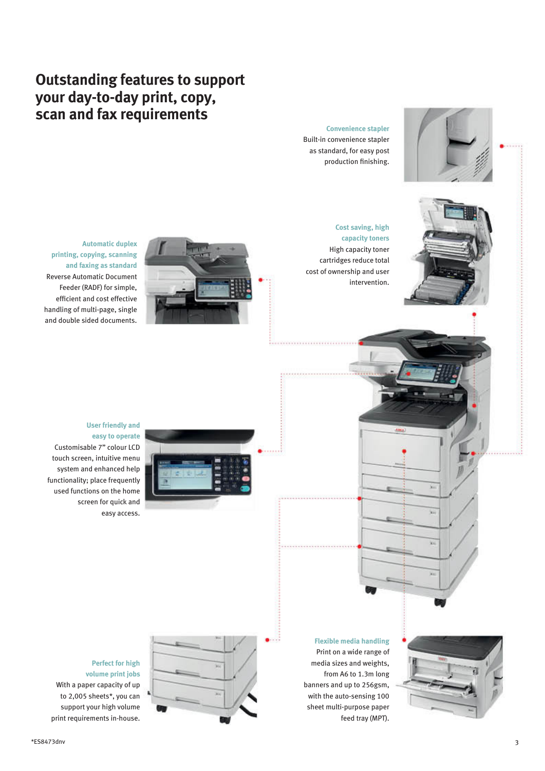# Outstanding features to support your day-to-day print, copy, scan and fax requirements

### Convenience stapler

Built-in convenience stapler as standard, for easy post production finishing.

### Automatic duplex printing, copying, scanning and faxing as standard

Reverse Automatic Document Feeder (RADF) for simple, efficient and cost effective handling of multi-page, single and double sided documents.

### Cost saving, high capacity toners

High capacity toner cartridges reduce total cost of ownership and user intervention.

### User friendly and easy to operate

Customisable 7" colour LCD touch screen, intuitive menu system and enhanced help functionality; place frequently used functions on the home screen for quick and easy access.

### Perfect for high volume print jobs

With a paper capacity of up to 2,005 sheets*, you can support your high volume print requirements in-house.

### Flexible media handling

Print on a wide range of media sizes and weights, from A6 to 1.3m long banners and up to 256gsm, with the auto-sensing 100 sheet multi-purpose paper feed tray (MPT).

*ES8473dnv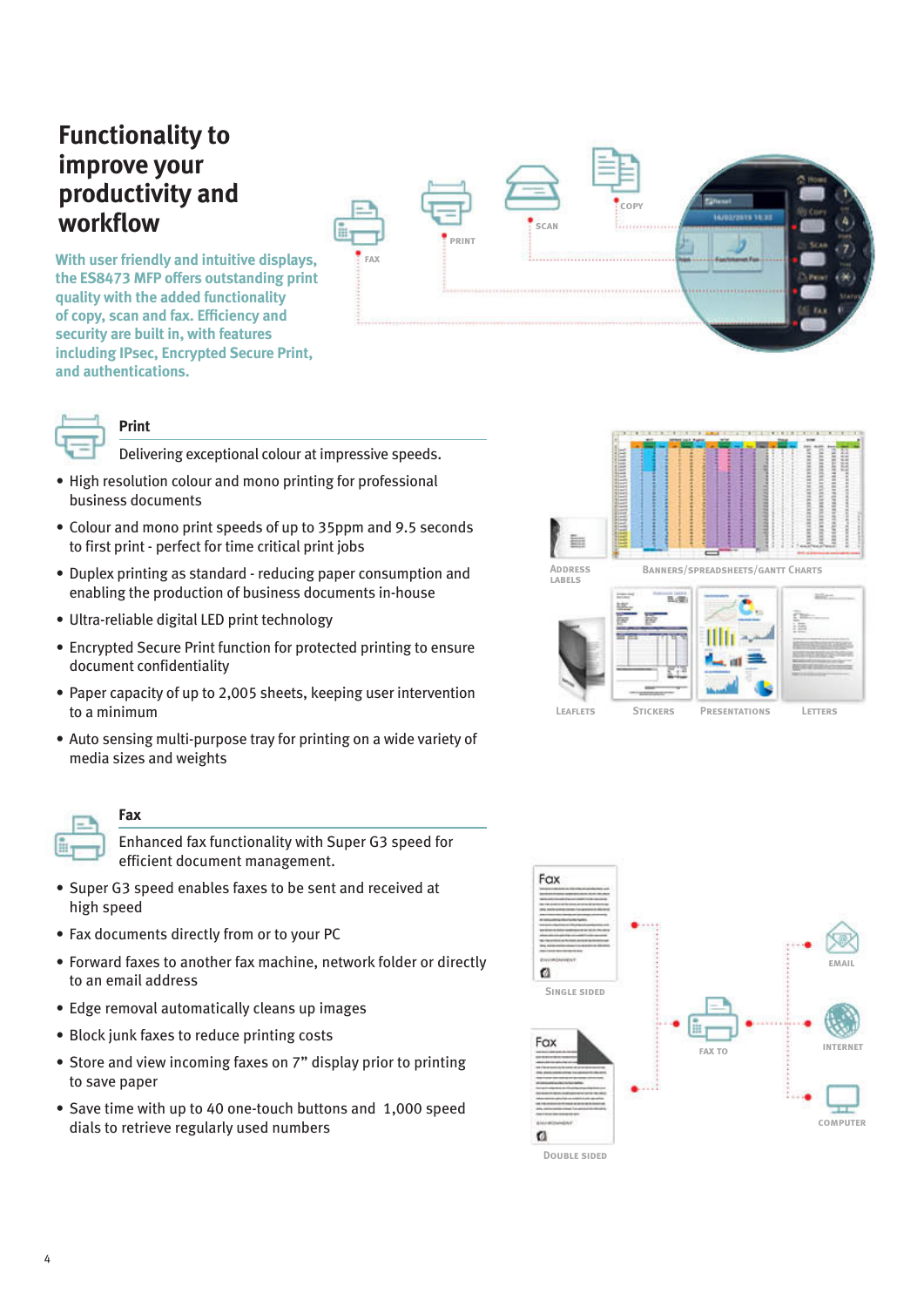# Functionality to improve your productivity and workflow

**With user friendly and intuitive displays, the ES8473 MFP offers outstanding print quality with the added functionality of copy, scan and fax. Efficiency and security are built in, with features including IPsec, Encrypted Secure Print, and authentications.**

## Print

Delivering exceptional colour at impressive speeds.

- High resolution colour and mono printing for professional business documents
- Colour and mono print speeds of up to 35ppm and 9.5 seconds to first print - perfect for time critical print jobs
- Duplex printing as standard - reducing paper consumption and enabling the production of business documents in-house
- Ultra-reliable digital LED print technology
- Encrypted Secure Print function for protected printing to ensure document confidentiality
- Paper capacity of up to 2,005 sheets, keeping user intervention to a minimum
- Auto sensing multi-purpose tray for printing on a wide variety of media sizes and weights

Address labels | Banners/spreadsheets/Gantt charts | Leaflets | Stickers | Presentations | Letters

## Fax

Enhanced fax functionality with Super G3 speed for efficient document management.

- Super G3 speed enables faxes to be sent and received at high speed
- Fax documents directly from or to your PC
- Forward faxes to another fax machine, network folder or directly to an email address
- Edge removal automatically cleans up images
- Block junk faxes to reduce printing costs
- Store and view incoming faxes on 7” display prior to printing to save paper
- Save time with up to 40 one-touch buttons and 1,000 speed dials to retrieve regularly used numbers

Single sided | Double sided | Fax to | Email | Internet | Computer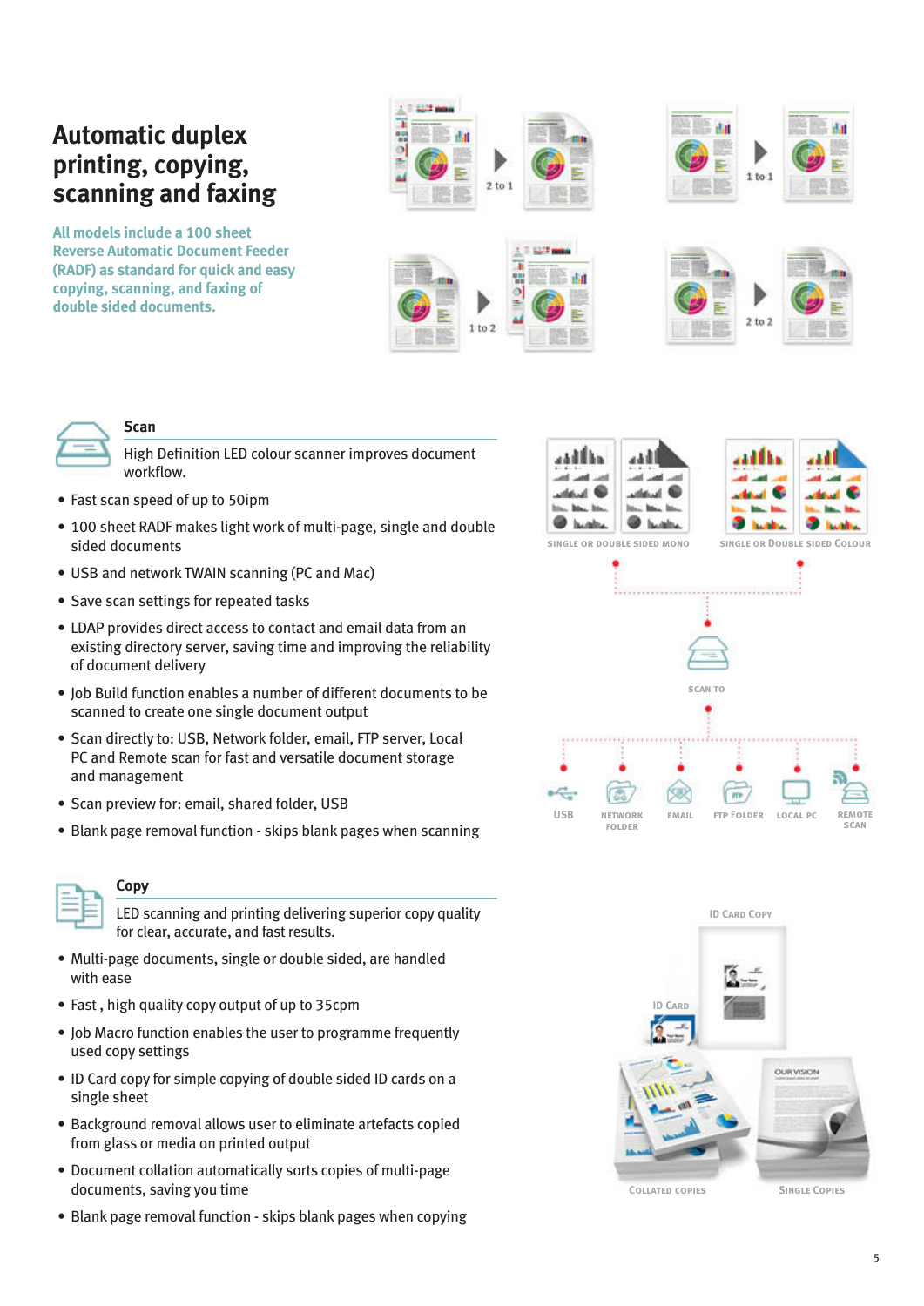# Automatic duplex printing, copying, scanning and faxing

**All models include a 100 sheet Reverse Automatic Document Feeder (RADF) as standard for quick and easy copying, scanning, and faxing of double sided documents.**

2 to 1

1 to 1

1 to 2

2 to 2

## Scan

High Definition LED colour scanner improves document workflow.

- Fast scan speed of up to 50ipm
- 100 sheet RADF makes light work of multi-page, single and double sided documents
- USB and network TWAIN scanning (PC and Mac)
- Save scan settings for repeated tasks
- LDAP provides direct access to contact and email data from an existing directory server, saving time and improving the reliability of document delivery
- Job Build function enables a number of different documents to be scanned to create one single document output
- Scan directly to: USB, Network folder, email, FTP server, Local PC and Remote scan for fast and versatile document storage and management
- Scan preview for: email, shared folder, USB
- Blank page removal function - skips blank pages when scanning

SINGLE OR DOUBLE SIDED MONO

SINGLE OR DOUBLE SIDED COLOUR

SCAN TO

USB · NETWORK FOLDER · EMAIL · FTP FOLDER · LOCAL PC · REMOTE SCAN

## Copy

LED scanning and printing delivering superior copy quality for clear, accurate, and fast results.

- Multi-page documents, single or double sided, are handled with ease
- Fast , high quality copy output of up to 35cpm
- Job Macro function enables the user to programme frequently used copy settings
- ID Card copy for simple copying of double sided ID cards on a single sheet
- Background removal allows user to eliminate artefacts copied from glass or media on printed output
- Document collation automatically sorts copies of multi-page documents, saving you time
- Blank page removal function - skips blank pages when copying

ID CARD COPY

ID CARD

COLLATED COPIES

SINGLE COPIES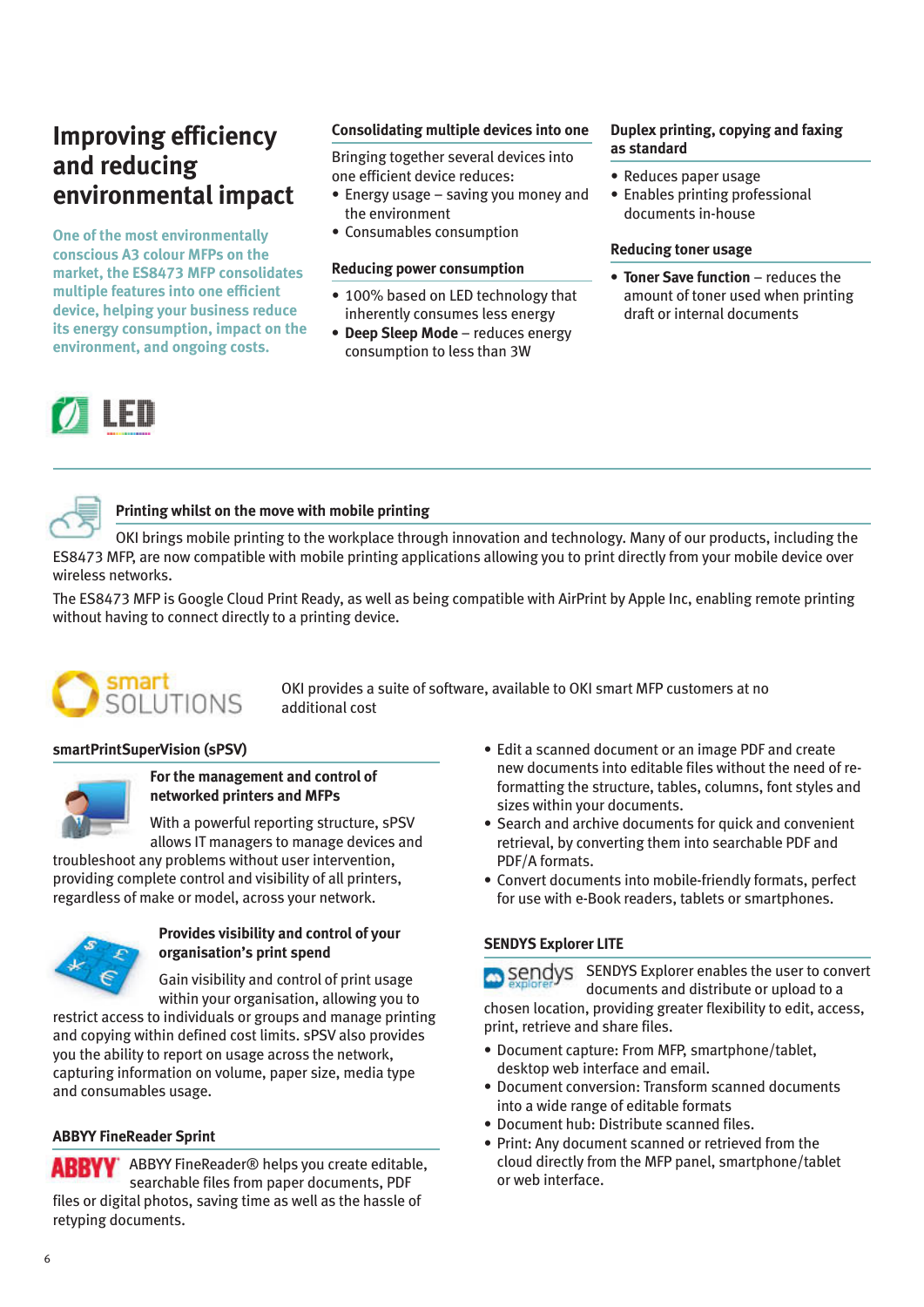# Improving efficiency and reducing environmental impact

**One of the most environmentally conscious A3 colour MFPs on the market, the ES8473 MFP consolidates multiple features into one efficient device, helping your business reduce its energy consumption, impact on the environment, and ongoing costs.**

### Consolidating multiple devices into one

Bringing together several devices into one efficient device reduces:

- Energy usage – saving you money and the environment
- Consumables consumption

### Reducing power consumption

- 100% based on LED technology that inherently consumes less energy
- **Deep Sleep Mode** – reduces energy consumption to less than 3W

### Duplex printing, copying and faxing as standard

- Reduces paper usage
- Enables printing professional documents in-house

### Reducing toner usage

- **Toner Save function** – reduces the amount of toner used when printing draft or internal documents

LED

### Printing whilst on the move with mobile printing

OKI brings mobile printing to the workplace through innovation and technology. Many of our products, including the ES8473 MFP, are now compatible with mobile printing applications allowing you to print directly from your mobile device over wireless networks.

The ES8473 MFP is Google Cloud Print Ready, as well as being compatible with AirPrint by Apple Inc, enabling remote printing without having to connect directly to a printing device.

## smart SOLUTIONS

OKI provides a suite of software, available to OKI smart MFP customers at no additional cost

### smartPrintSuperVision (sPSV)

**For the management and control of networked printers and MFPs**

With a powerful reporting structure, sPSV allows IT managers to manage devices and troubleshoot any problems without user intervention, providing complete control and visibility of all printers, regardless of make or model, across your network.

**Provides visibility and control of your organisation's print spend**

Gain visibility and control of print usage within your organisation, allowing you to restrict access to individuals or groups and manage printing and copying within defined cost limits. sPSV also provides you the ability to report on usage across the network, capturing information on volume, paper size, media type and consumables usage.

### ABBYY FineReader Sprint

ABBYY FineReader® helps you create editable, searchable files from paper documents, PDF files or digital photos, saving time as well as the hassle of retyping documents.

- Edit a scanned document or an image PDF and create new documents into editable files without the need of re-formatting the structure, tables, columns, font styles and sizes within your documents.
- Search and archive documents for quick and convenient retrieval, by converting them into searchable PDF and PDF/A formats.
- Convert documents into mobile-friendly formats, perfect for use with e-Book readers, tablets or smartphones.

### SENDYS Explorer LITE

SENDYS Explorer enables the user to convert documents and distribute or upload to a chosen location, providing greater flexibility to edit, access, print, retrieve and share files.

- Document capture: From MFP, smartphone/tablet, desktop web interface and email.
- Document conversion: Transform scanned documents into a wide range of editable formats
- Document hub: Distribute scanned files.
- Print: Any document scanned or retrieved from the cloud directly from the MFP panel, smartphone/tablet or web interface.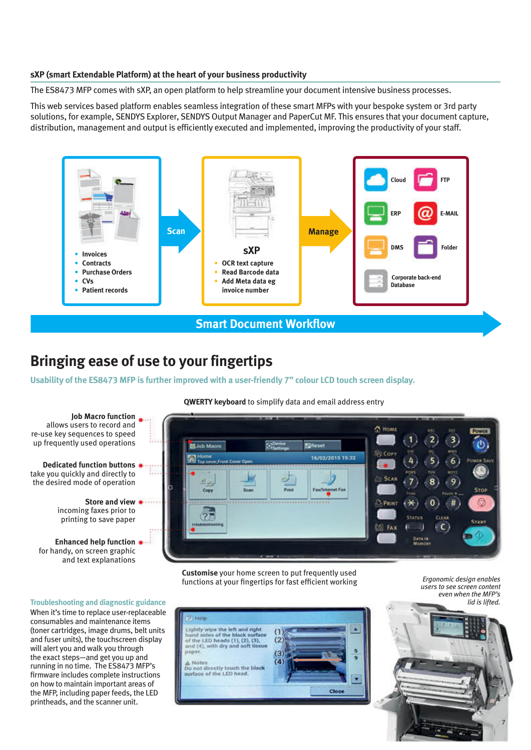### sXP (smart Extendable Platform) at the heart of your business productivity

The ES8473 MFP comes with sXP, an open platform to help streamline your document intensive business processes.

This web services based platform enables seamless integration of these smart MFPs with your bespoke system or 3rd party solutions, for example, SENDYS Explorer, SENDYS Output Manager and PaperCut MF. This ensures that your document capture, distribution, management and output is efficiently executed and implemented, improving the productivity of your staff.

- Invoices
- Contracts
- Purchase Orders
- CVs
- Patient records

**Scan**

**sXP**

- OCR text capture
- Read Barcode data
- Add Meta data eg invoice number

**Manage**

Cloud, FTP, ERP, E-MAIL, DMS, Folder, Corporate back-end Database

**Smart Document Workflow**

## Bringing ease of use to your fingertips

**Usability of the ES8473 MFP is further improved with a user-friendly 7" colour LCD touch screen display.**

**QWERTY keyboard** to simplify data and email address entry

**Job Macro function** allows users to record and re-use key sequences to speed up frequently used operations

**Dedicated function buttons** take you quickly and directly to the desired mode of operation

**Store and view** incoming faxes prior to printing to save paper

**Enhanced help function** for handy, on screen graphic and text explanations

**Customise** your home screen to put frequently used functions at your fingertips for fast efficient working

*Ergonomic design enables users to see screen content even when the MFP's lid is lifted.*

**Troubleshooting and diagnostic guidance**

When it's time to replace user-replaceable consumables and maintenance items (toner cartridges, image drums, belt units and fuser units), the touchscreen display will alert you and walk you through the exact steps—and get you up and running in no time. The ES8473 MFP's firmware includes complete instructions on how to maintain important areas of the MFP, including paper feeds, the LED printheads, and the scanner unit.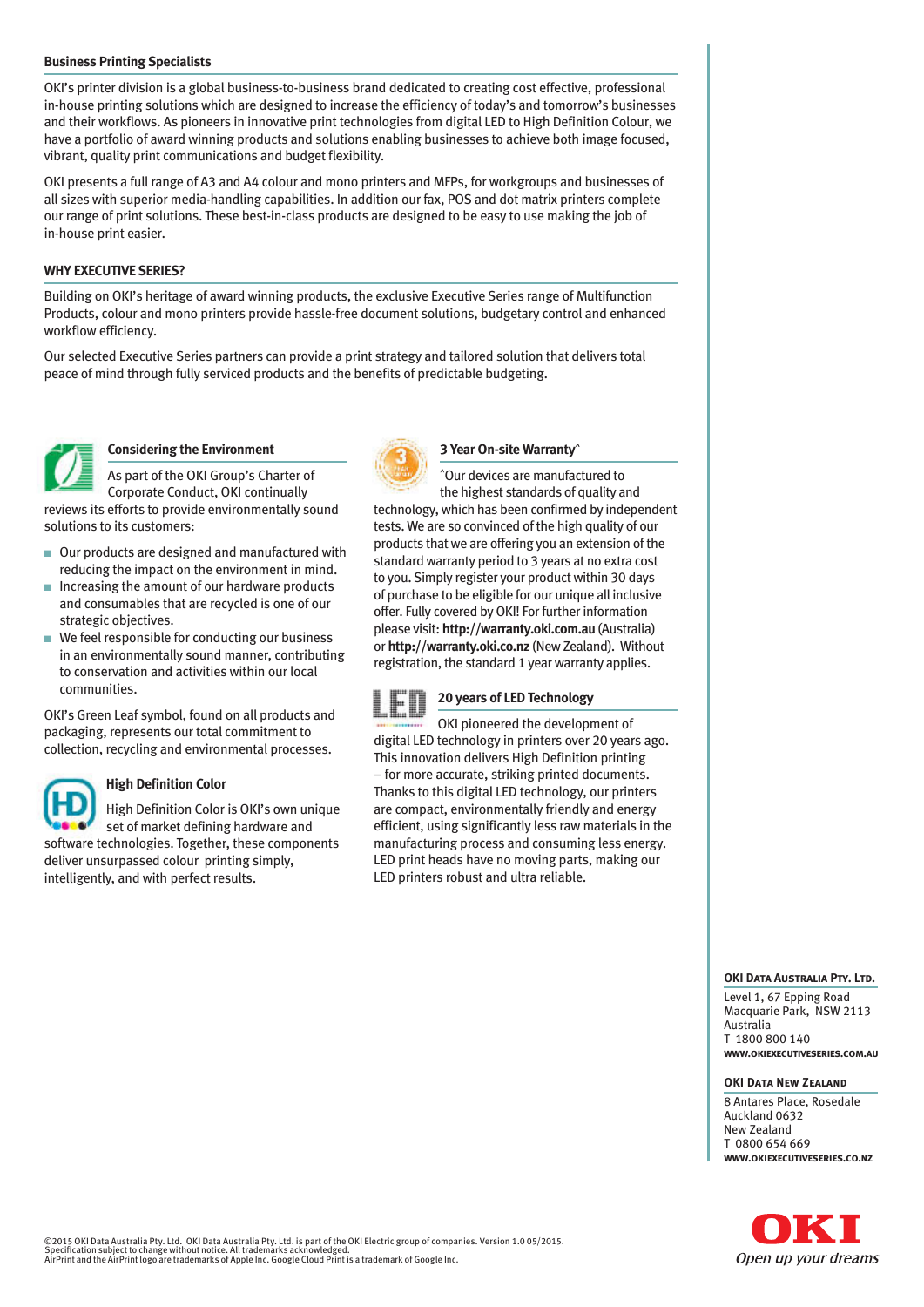## Business Printing Specialists

OKI's printer division is a global business-to-business brand dedicated to creating cost effective, professional in-house printing solutions which are designed to increase the efficiency of today's and tomorrow's businesses and their workflows. As pioneers in innovative print technologies from digital LED to High Definition Colour, we have a portfolio of award winning products and solutions enabling businesses to achieve both image focused, vibrant, quality print communications and budget flexibility.

OKI presents a full range of A3 and A4 colour and mono printers and MFPs, for workgroups and businesses of all sizes with superior media-handling capabilities. In addition our fax, POS and dot matrix printers complete our range of print solutions. These best-in-class products are designed to be easy to use making the job of in-house print easier.

## WHY EXECUTIVE SERIES?

Building on OKI's heritage of award winning products, the exclusive Executive Series range of Multifunction Products, colour and mono printers provide hassle-free document solutions, budgetary control and enhanced workflow efficiency.

Our selected Executive Series partners can provide a print strategy and tailored solution that delivers total peace of mind through fully serviced products and the benefits of predictable budgeting.

### Considering the Environment

As part of the OKI Group's Charter of Corporate Conduct, OKI continually reviews its efforts to provide environmentally sound solutions to its customers:

- Our products are designed and manufactured with reducing the impact on the environment in mind.
- Increasing the amount of our hardware products and consumables that are recycled is one of our strategic objectives.
- We feel responsible for conducting our business in an environmentally sound manner, contributing to conservation and activities within our local communities.

OKI's Green Leaf symbol, found on all products and packaging, represents our total commitment to collection, recycling and environmental processes.

### High Definition Color

High Definition Color is OKI's own unique set of market defining hardware and software technologies. Together, these components deliver unsurpassed colour printing simply, intelligently, and with perfect results.

### 3 Year On-site Warranty^

^Our devices are manufactured to the highest standards of quality and technology, which has been confirmed by independent tests. We are so convinced of the high quality of our products that we are offering you an extension of the standard warranty period to 3 years at no extra cost to you. Simply register your product within 30 days of purchase to be eligible for our unique all inclusive offer. Fully covered by OKI! For further information please visit: **http://warranty.oki.com.au** (Australia) or **http://warranty.oki.co.nz** (New Zealand). Without registration, the standard 1 year warranty applies.

### 20 years of LED Technology

OKI pioneered the development of digital LED technology in printers over 20 years ago. This innovation delivers High Definition printing – for more accurate, striking printed documents. Thanks to this digital LED technology, our printers are compact, environmentally friendly and energy efficient, using significantly less raw materials in the manufacturing process and consuming less energy. LED print heads have no moving parts, making our LED printers robust and ultra reliable.

**OKI Data Australia Pty. Ltd.**

Level 1, 67 Epping Road
Macquarie Park, NSW 2113
Australia
T 1800 800 140
**WWW.OKIEXECUTIVESERIES.COM.AU**

**OKI Data New Zealand**

8 Antares Place, Rosedale
Auckland 0632
New Zealand
T 0800 654 669
**WWW.OKIEXECUTIVESERIES.CO.NZ**

©2015 OKI Data Australia Pty. Ltd. OKI Data Australia Pty. Ltd. is part of the OKI Electric group of companies. Version 1.0 05/2015.
Specification subject to change without notice. All trademarks acknowledged.
AirPrint and the AirPrint logo are trademarks of Apple Inc. Google Cloud Print is a trademark of Google Inc.

**OKI**
*Open up your dreams*